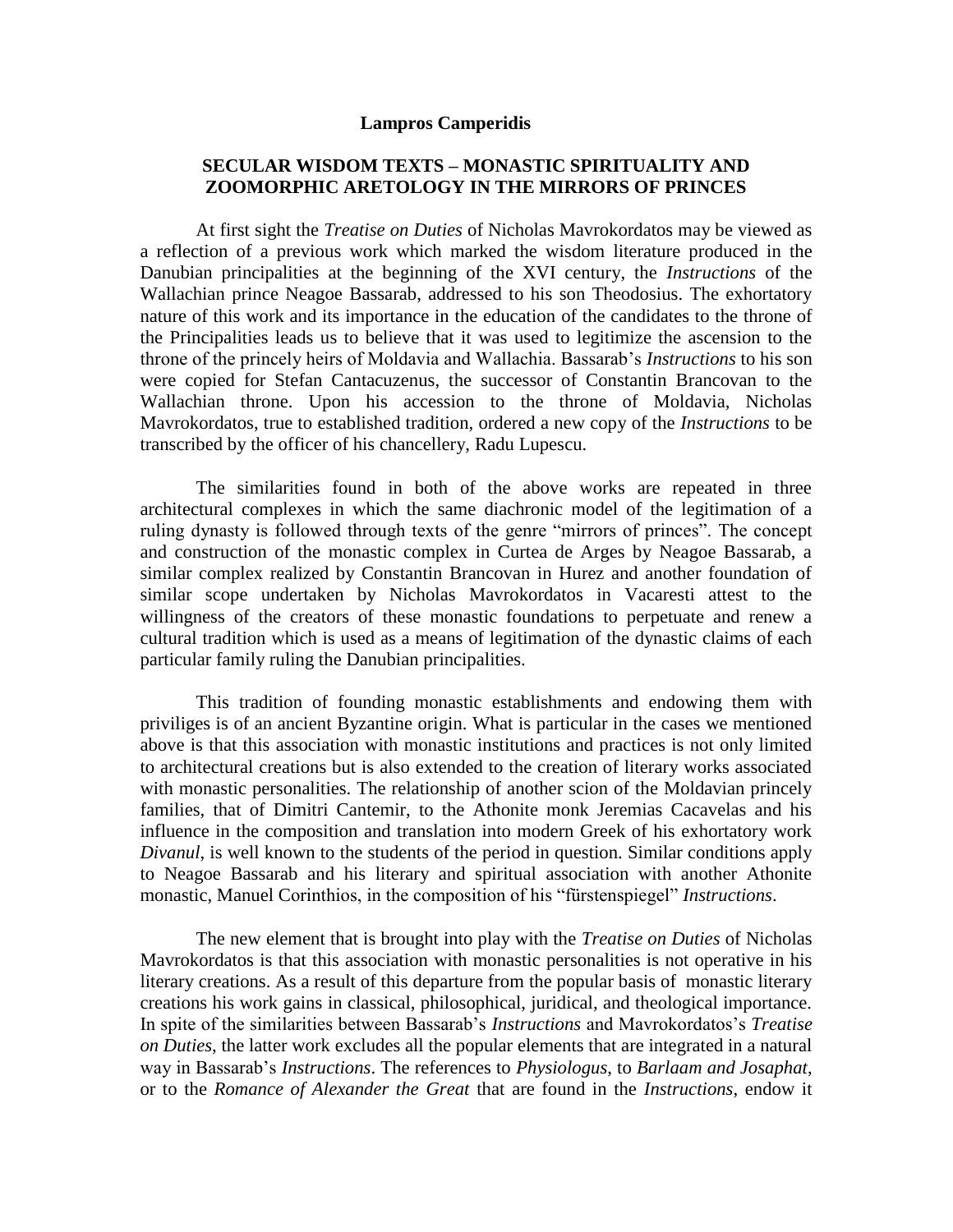**Lampros Camperidis**

## SECULAR WISDOM TEXTS – MONASTIC SPIRITUALITY AND ZOOMORPHIC ARETOLOGY IN THE MIRRORS OF PRINCES

At first sight the *Treatise on Duties* of Nicholas Mavrokordatos may be viewed as a reflection of a previous work which marked the wisdom literature produced in the Danubian principalities at the beginning of the XVI century, the *Instructions* of the Wallachian prince Neagoe Bassarab, addressed to his son Theodosius. The exhortatory nature of this work and its importance in the education of the candidates to the throne of the Principalities leads us to believe that it was used to legitimize the ascension to the throne of the princely heirs of Moldavia and Wallachia. Bassarab's *Instructions* to his son were copied for Stefan Cantacuzenus, the successor of Constantin Brancovan to the Wallachian throne. Upon his accession to the throne of Moldavia, Nicholas Mavrokordatos, true to established tradition, ordered a new copy of the *Instructions* to be transcribed by the officer of his chancellery, Radu Lupescu.

The similarities found in both of the above works are repeated in three architectural complexes in which the same diachronic model of the legitimation of a ruling dynasty is followed through texts of the genre "mirrors of princes". The concept and construction of the monastic complex in Curtea de Arges by Neagoe Bassarab, a similar complex realized by Constantin Brancovan in Hurez and another foundation of similar scope undertaken by Nicholas Mavrokordatos in Vacaresti attest to the willingness of the creators of these monastic foundations to perpetuate and renew a cultural tradition which is used as a means of legitimation of the dynastic claims of each particular family ruling the Danubian principalities.

This tradition of founding monastic establishments and endowing them with priviliges is of an ancient Byzantine origin. What is particular in the cases we mentioned above is that this association with monastic institutions and practices is not only limited to architectural creations but is also extended to the creation of literary works associated with monastic personalities. The relationship of another scion of the Moldavian princely families, that of Dimitri Cantemir, to the Athonite monk Jeremias Cacavelas and his influence in the composition and translation into modern Greek of his exhortatory work *Divanul*, is well known to the students of the period in question. Similar conditions apply to Neagoe Bassarab and his literary and spiritual association with another Athonite monastic, Manuel Corinthios, in the composition of his "fürstenspiegel" *Instructions*.

The new element that is brought into play with the *Treatise on Duties* of Nicholas Mavrokordatos is that this association with monastic personalities is not operative in his literary creations. As a result of this departure from the popular basis of monastic literary creations his work gains in classical, philosophical, juridical, and theological importance. In spite of the similarities between Bassarab's *Instructions* and Mavrokordatos's *Treatise on Duties*, the latter work excludes all the popular elements that are integrated in a natural way in Bassarab's *Instructions*. The references to *Physiologus*, to *Barlaam and Josaphat*, or to the *Romance of Alexander the Great* that are found in the *Instructions*, endow it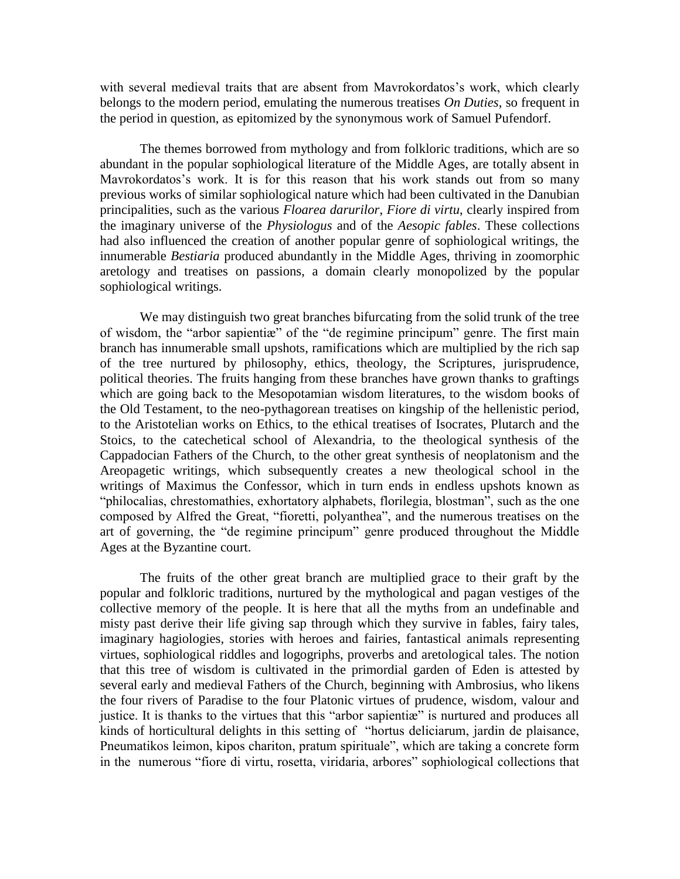with several medieval traits that are absent from Mavrokordatos's work, which clearly belongs to the modern period, emulating the numerous treatises *On Duties*, so frequent in the period in question, as epitomized by the synonymous work of Samuel Pufendorf.

The themes borrowed from mythology and from folkloric traditions, which are so abundant in the popular sophiological literature of the Middle Ages, are totally absent in Mavrokordatos's work. It is for this reason that his work stands out from so many previous works of similar sophiological nature which had been cultivated in the Danubian principalities, such as the various *Floarea darurilor*, *Fiore di virtu*, clearly inspired from the imaginary universe of the *Physiologus* and of the *Aesopic fables*. These collections had also influenced the creation of another popular genre of sophiological writings, the innumerable *Bestiaria* produced abundantly in the Middle Ages, thriving in zoomorphic aretology and treatises on passions, a domain clearly monopolized by the popular sophiological writings.

We may distinguish two great branches bifurcating from the solid trunk of the tree of wisdom, the "arbor sapientiæ" of the "de regimine principum" genre. The first main branch has innumerable small upshots, ramifications which are multiplied by the rich sap of the tree nurtured by philosophy, ethics, theology, the Scriptures, jurisprudence, political theories. The fruits hanging from these branches have grown thanks to graftings which are going back to the Mesopotamian wisdom literatures, to the wisdom books of the Old Testament, to the neo-pythagorean treatises on kingship of the hellenistic period, to the Aristotelian works on Ethics, to the ethical treatises of Isocrates, Plutarch and the Stoics, to the catechetical school of Alexandria, to the theological synthesis of the Cappadocian Fathers of the Church, to the other great synthesis of neoplatonism and the Areopagetic writings, which subsequently creates a new theological school in the writings of Maximus the Confessor, which in turn ends in endless upshots known as "philocalias, chrestomathies, exhortatory alphabets, florilegia, blostman", such as the one composed by Alfred the Great, "fioretti, polyanthea", and the numerous treatises on the art of governing, the "de regimine principum" genre produced throughout the Middle Ages at the Byzantine court.

The fruits of the other great branch are multiplied grace to their graft by the popular and folkloric traditions, nurtured by the mythological and pagan vestiges of the collective memory of the people. It is here that all the myths from an undefinable and misty past derive their life giving sap through which they survive in fables, fairy tales, imaginary hagiologies, stories with heroes and fairies, fantastical animals representing virtues, sophiological riddles and logogriphs, proverbs and aretological tales. The notion that this tree of wisdom is cultivated in the primordial garden of Eden is attested by several early and medieval Fathers of the Church, beginning with Ambrosius, who likens the four rivers of Paradise to the four Platonic virtues of prudence, wisdom, valour and justice. It is thanks to the virtues that this "arbor sapientiæ" is nurtured and produces all kinds of horticultural delights in this setting of "hortus deliciarum, jardin de plaisance, Pneumatikos leimon, kipos chariton, pratum spirituale", which are taking a concrete form in the numerous "fiore di virtu, rosetta, viridaria, arbores" sophiological collections that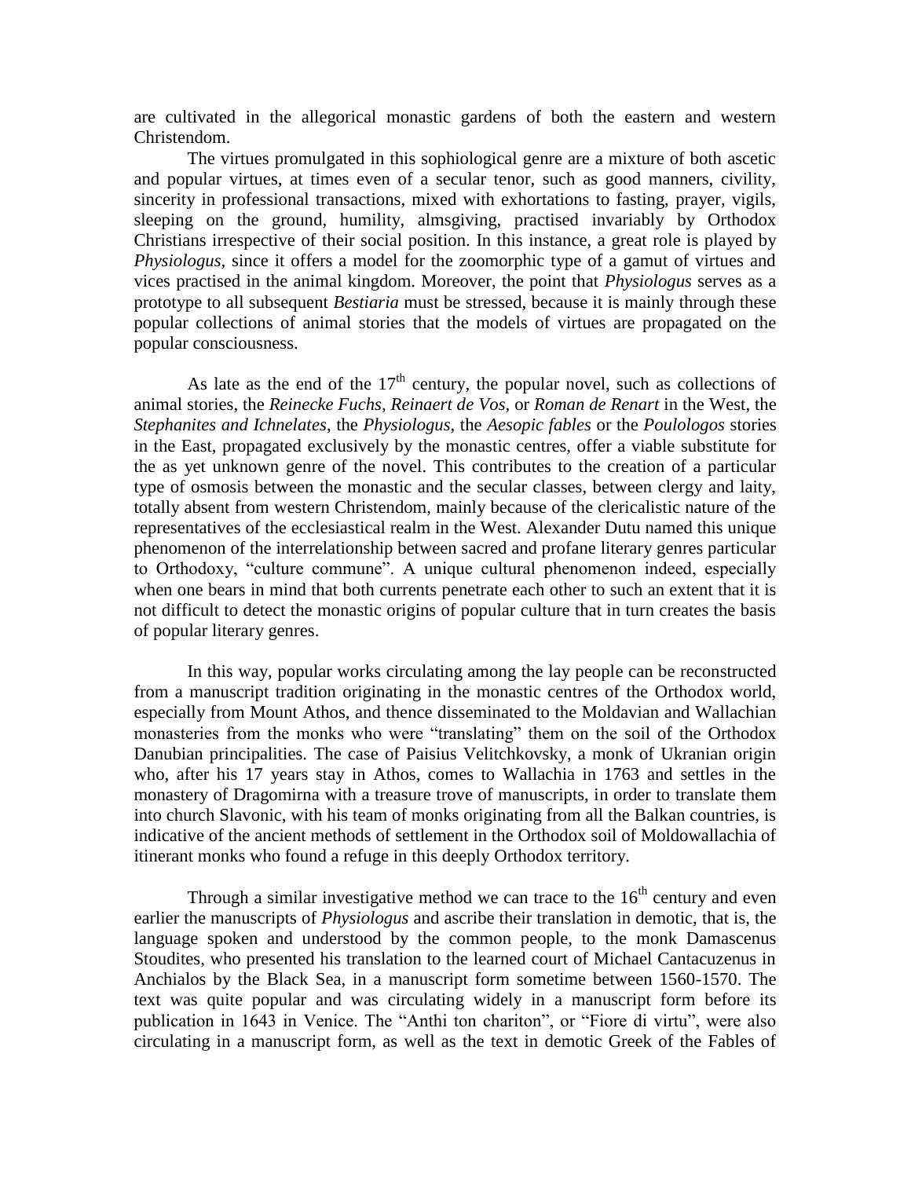are cultivated in the allegorical monastic gardens of both the eastern and western Christendom.

The virtues promulgated in this sophiological genre are a mixture of both ascetic and popular virtues, at times even of a secular tenor, such as good manners, civility, sincerity in professional transactions, mixed with exhortations to fasting, prayer, vigils, sleeping on the ground, humility, almsgiving, practised invariably by Orthodox Christians irrespective of their social position. In this instance, a great role is played by *Physiologus*, since it offers a model for the zoomorphic type of a gamut of virtues and vices practised in the animal kingdom. Moreover, the point that *Physiologus* serves as a prototype to all subsequent *Bestiaria* must be stressed, because it is mainly through these popular collections of animal stories that the models of virtues are propagated on the popular consciousness.

As late as the end of the 17th century, the popular novel, such as collections of animal stories, the *Reinecke Fuchs*, *Reinaert de Vos,* or *Roman de Renart* in the West, the *Stephanites and Ichnelates*, the *Physiologus*, the *Aesopic fables* or the *Poulologos* stories in the East, propagated exclusively by the monastic centres, offer a viable substitute for the as yet unknown genre of the novel. This contributes to the creation of a particular type of osmosis between the monastic and the secular classes, between clergy and laity, totally absent from western Christendom, mainly because of the clericalistic nature of the representatives of the ecclesiastical realm in the West. Alexander Dutu named this unique phenomenon of the interrelationship between sacred and profane literary genres particular to Orthodoxy, "culture commune". A unique cultural phenomenon indeed, especially when one bears in mind that both currents penetrate each other to such an extent that it is not difficult to detect the monastic origins of popular culture that in turn creates the basis of popular literary genres.

In this way, popular works circulating among the lay people can be reconstructed from a manuscript tradition originating in the monastic centres of the Orthodox world, especially from Mount Athos, and thence disseminated to the Moldavian and Wallachian monasteries from the monks who were "translating" them on the soil of the Orthodox Danubian principalities. The case of Paisius Velitchkovsky, a monk of Ukranian origin who, after his 17 years stay in Athos, comes to Wallachia in 1763 and settles in the monastery of Dragomirna with a treasure trove of manuscripts, in order to translate them into church Slavonic, with his team of monks originating from all the Balkan countries, is indicative of the ancient methods of settlement in the Orthodox soil of Moldowallachia of itinerant monks who found a refuge in this deeply Orthodox territory.

Through a similar investigative method we can trace to the 16th century and even earlier the manuscripts of *Physiologus* and ascribe their translation in demotic, that is, the language spoken and understood by the common people, to the monk Damascenus Stoudites, who presented his translation to the learned court of Michael Cantacuzenus in Anchialos by the Black Sea, in a manuscript form sometime between 1560-1570. The text was quite popular and was circulating widely in a manuscript form before its publication in 1643 in Venice. The "Anthi ton chariton", or "Fiore di virtu", were also circulating in a manuscript form, as well as the text in demotic Greek of the Fables of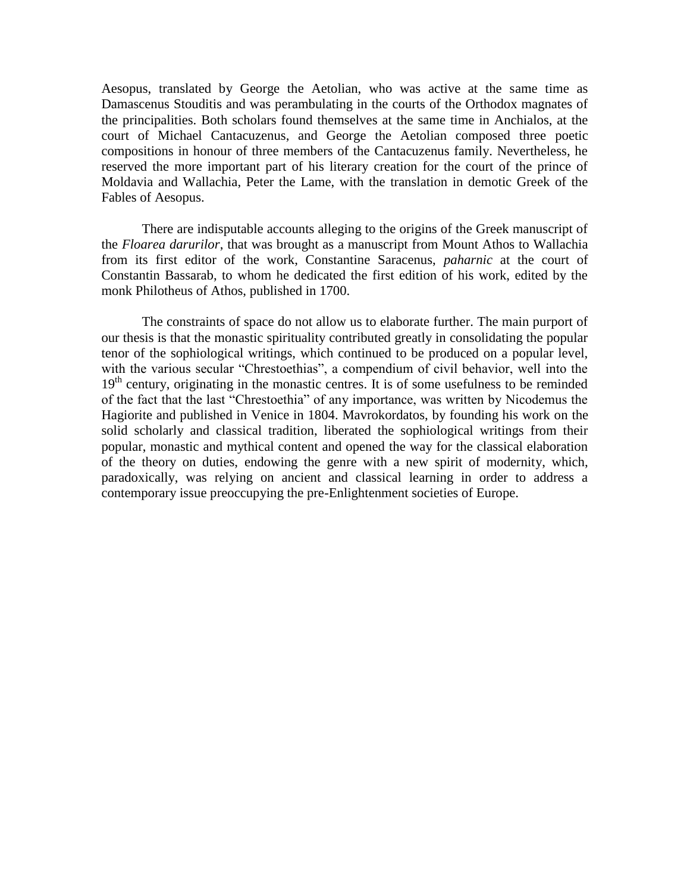Aesopus, translated by George the Aetolian, who was active at the same time as Damascenus Stouditis and was perambulating in the courts of the Orthodox magnates of the principalities. Both scholars found themselves at the same time in Anchialos, at the court of Michael Cantacuzenus, and George the Aetolian composed three poetic compositions in honour of three members of the Cantacuzenus family. Nevertheless, he reserved the more important part of his literary creation for the court of the prince of Moldavia and Wallachia, Peter the Lame, with the translation in demotic Greek of the Fables of Aesopus.

There are indisputable accounts alleging to the origins of the Greek manuscript of the *Floarea darurilor*, that was brought as a manuscript from Mount Athos to Wallachia from its first editor of the work, Constantine Saracenus, *paharnic* at the court of Constantin Bassarab, to whom he dedicated the first edition of his work, edited by the monk Philotheus of Athos, published in 1700.

The constraints of space do not allow us to elaborate further. The main purport of our thesis is that the monastic spirituality contributed greatly in consolidating the popular tenor of the sophiological writings, which continued to be produced on a popular level, with the various secular "Chrestoethias", a compendium of civil behavior, well into the 19th century, originating in the monastic centres. It is of some usefulness to be reminded of the fact that the last "Chrestoethia" of any importance, was written by Nicodemus the Hagiorite and published in Venice in 1804. Mavrokordatos, by founding his work on the solid scholarly and classical tradition, liberated the sophiological writings from their popular, monastic and mythical content and opened the way for the classical elaboration of the theory on duties, endowing the genre with a new spirit of modernity, which, paradoxically, was relying on ancient and classical learning in order to address a contemporary issue preoccupying the pre-Enlightenment societies of Europe.